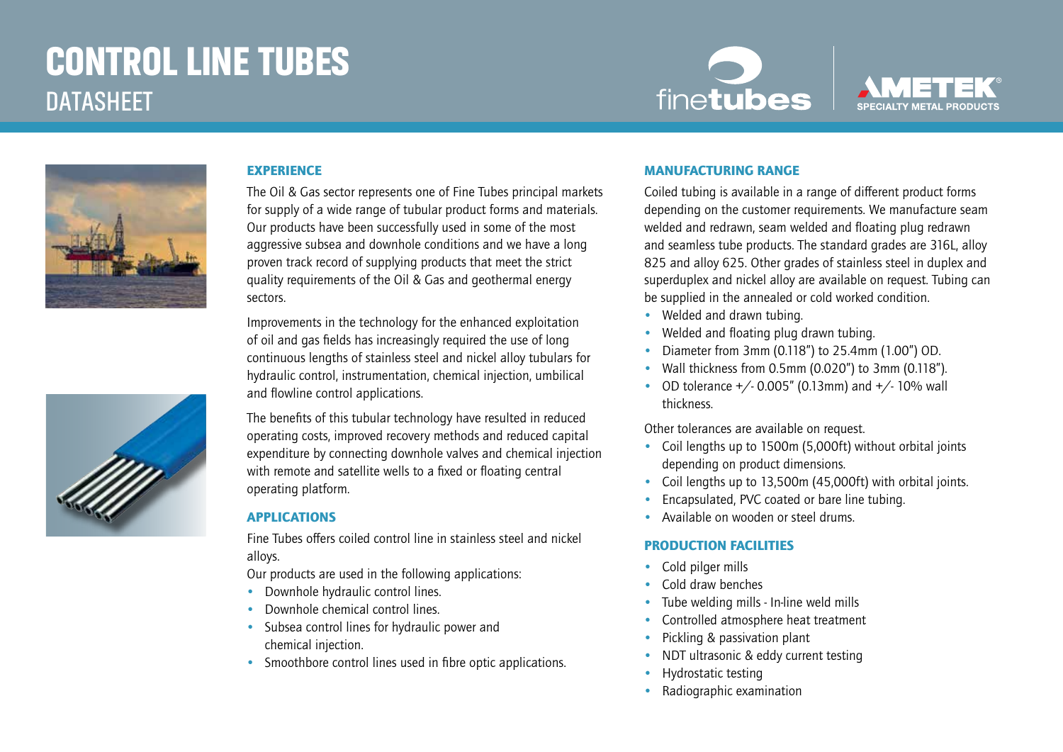# CONTROL LINE TUBES
## DATASHEET

### EXPERIENCE

The Oil & Gas sector represents one of Fine Tubes principal markets for supply of a wide range of tubular product forms and materials. Our products have been successfully used in some of the most aggressive subsea and downhole conditions and we have a long proven track record of supplying products that meet the strict quality requirements of the Oil & Gas and geothermal energy sectors.

Improvements in the technology for the enhanced exploitation of oil and gas fields has increasingly required the use of long continuous lengths of stainless steel and nickel alloy tubulars for hydraulic control, instrumentation, chemical injection, umbilical and flowline control applications.

The benefits of this tubular technology have resulted in reduced operating costs, improved recovery methods and reduced capital expenditure by connecting downhole valves and chemical injection with remote and satellite wells to a fixed or floating central operating platform.

### APPLICATIONS

Fine Tubes offers coiled control line in stainless steel and nickel alloys.

Our products are used in the following applications:

- Downhole hydraulic control lines.
- Downhole chemical control lines.
- Subsea control lines for hydraulic power and chemical injection.
- Smoothbore control lines used in fibre optic applications.

### MANUFACTURING RANGE

Coiled tubing is available in a range of different product forms depending on the customer requirements. We manufacture seam welded and redrawn, seam welded and floating plug redrawn and seamless tube products. The standard grades are 316L, alloy 825 and alloy 625. Other grades of stainless steel in duplex and superduplex and nickel alloy are available on request. Tubing can be supplied in the annealed or cold worked condition.

- Welded and drawn tubing.
- Welded and floating plug drawn tubing.
- Diameter from 3mm (0.118") to 25.4mm (1.00") OD.
- Wall thickness from 0.5mm (0.020") to 3mm (0.118").
- OD tolerance +/- 0.005" (0.13mm) and +/- 10% wall thickness.

Other tolerances are available on request.

- Coil lengths up to 1500m (5,000ft) without orbital joints depending on product dimensions.
- Coil lengths up to 13,500m (45,000ft) with orbital joints.
- Encapsulated, PVC coated or bare line tubing.
- Available on wooden or steel drums.

### PRODUCTION FACILITIES

- Cold pilger mills
- Cold draw benches
- Tube welding mills - In-line weld mills
- Controlled atmosphere heat treatment
- Pickling & passivation plant
- NDT ultrasonic & eddy current testing
- Hydrostatic testing
- Radiographic examination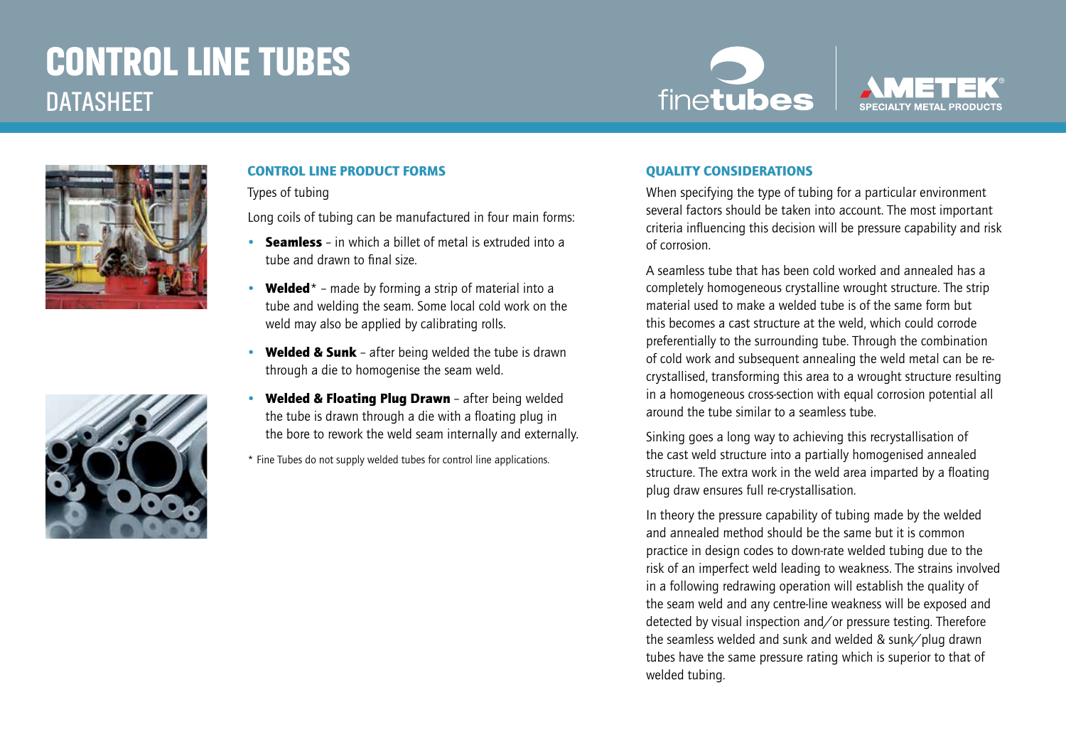# CONTROL LINE TUBES

## DATASHEET

### CONTROL LINE PRODUCT FORMS

Types of tubing

Long coils of tubing can be manufactured in four main forms:

- **Seamless** – in which a billet of metal is extruded into a tube and drawn to final size.
- **Welded*** – made by forming a strip of material into a tube and welding the seam. Some local cold work on the weld may also be applied by calibrating rolls.
- **Welded & Sunk** – after being welded the tube is drawn through a die to homogenise the seam weld.
- **Welded & Floating Plug Drawn** – after being welded the tube is drawn through a die with a floating plug in the bore to rework the weld seam internally and externally.

* Fine Tubes do not supply welded tubes for control line applications.

### QUALITY CONSIDERATIONS

When specifying the type of tubing for a particular environment several factors should be taken into account. The most important criteria influencing this decision will be pressure capability and risk of corrosion.

A seamless tube that has been cold worked and annealed has a completely homogeneous crystalline wrought structure. The strip material used to make a welded tube is of the same form but this becomes a cast structure at the weld, which could corrode preferentially to the surrounding tube. Through the combination of cold work and subsequent annealing the weld metal can be re-crystallised, transforming this area to a wrought structure resulting in a homogeneous cross-section with equal corrosion potential all around the tube similar to a seamless tube.

Sinking goes a long way to achieving this recrystallisation of the cast weld structure into a partially homogenised annealed structure. The extra work in the weld area imparted by a floating plug draw ensures full re-crystallisation.

In theory the pressure capability of tubing made by the welded and annealed method should be the same but it is common practice in design codes to down-rate welded tubing due to the risk of an imperfect weld leading to weakness. The strains involved in a following redrawing operation will establish the quality of the seam weld and any centre-line weakness will be exposed and detected by visual inspection and/or pressure testing. Therefore the seamless welded and sunk and welded & sunk/plug drawn tubes have the same pressure rating which is superior to that of welded tubing.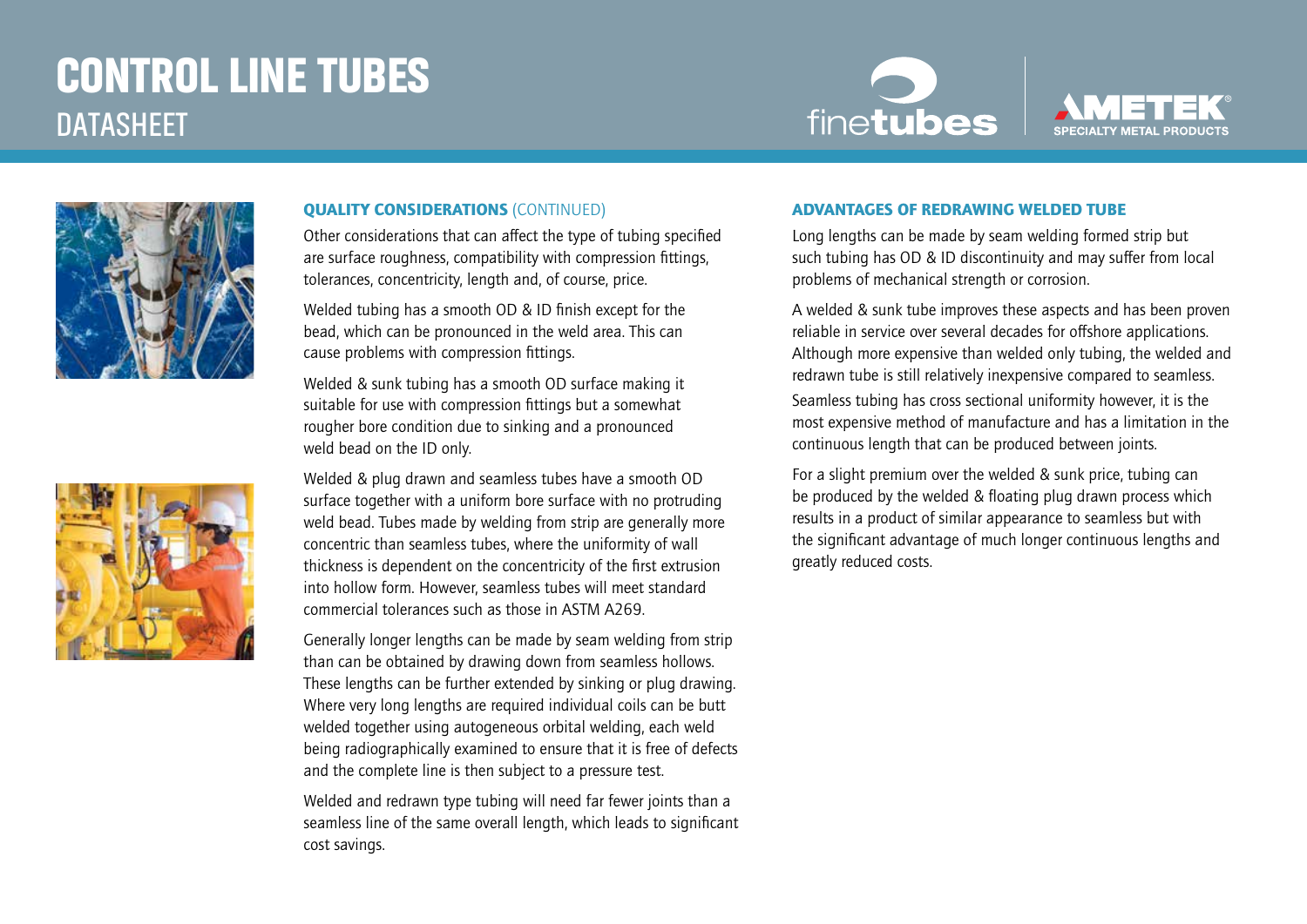# CONTROL LINE TUBES
## DATASHEET

### QUALITY CONSIDERATIONS (CONTINUED)

Other considerations that can affect the type of tubing specified are surface roughness, compatibility with compression fittings, tolerances, concentricity, length and, of course, price.

Welded tubing has a smooth OD & ID finish except for the bead, which can be pronounced in the weld area. This can cause problems with compression fittings.

Welded & sunk tubing has a smooth OD surface making it suitable for use with compression fittings but a somewhat rougher bore condition due to sinking and a pronounced weld bead on the ID only.

Welded & plug drawn and seamless tubes have a smooth OD surface together with a uniform bore surface with no protruding weld bead. Tubes made by welding from strip are generally more concentric than seamless tubes, where the uniformity of wall thickness is dependent on the concentricity of the first extrusion into hollow form. However, seamless tubes will meet standard commercial tolerances such as those in ASTM A269.

Generally longer lengths can be made by seam welding from strip than can be obtained by drawing down from seamless hollows. These lengths can be further extended by sinking or plug drawing. Where very long lengths are required individual coils can be butt welded together using autogeneous orbital welding, each weld being radiographically examined to ensure that it is free of defects and the complete line is then subject to a pressure test.

Welded and redrawn type tubing will need far fewer joints than a seamless line of the same overall length, which leads to significant cost savings.

### ADVANTAGES OF REDRAWING WELDED TUBE

Long lengths can be made by seam welding formed strip but such tubing has OD & ID discontinuity and may suffer from local problems of mechanical strength or corrosion.

A welded & sunk tube improves these aspects and has been proven reliable in service over several decades for offshore applications. Although more expensive than welded only tubing, the welded and redrawn tube is still relatively inexpensive compared to seamless.

Seamless tubing has cross sectional uniformity however, it is the most expensive method of manufacture and has a limitation in the continuous length that can be produced between joints.

For a slight premium over the welded & sunk price, tubing can be produced by the welded & floating plug drawn process which results in a product of similar appearance to seamless but with the significant advantage of much longer continuous lengths and greatly reduced costs.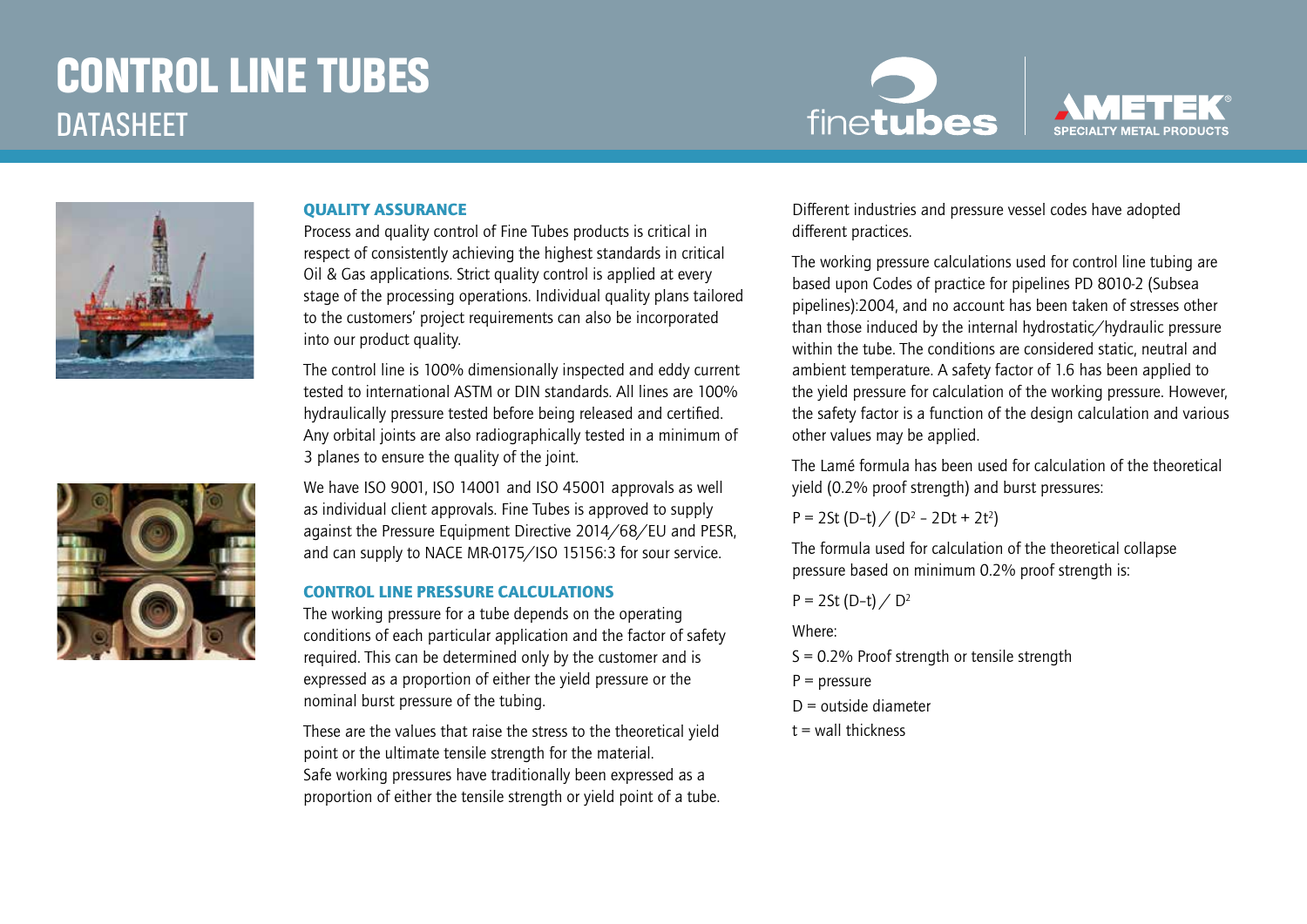# CONTROL LINE TUBES

## DATASHEET

### QUALITY ASSURANCE

Process and quality control of Fine Tubes products is critical in respect of consistently achieving the highest standards in critical Oil & Gas applications. Strict quality control is applied at every stage of the processing operations. Individual quality plans tailored to the customers' project requirements can also be incorporated into our product quality.

The control line is 100% dimensionally inspected and eddy current tested to international ASTM or DIN standards. All lines are 100% hydraulically pressure tested before being released and certified. Any orbital joints are also radiographically tested in a minimum of 3 planes to ensure the quality of the joint.

We have ISO 9001, ISO 14001 and ISO 45001 approvals as well as individual client approvals. Fine Tubes is approved to supply against the Pressure Equipment Directive 2014/68/EU and PESR, and can supply to NACE MR-0175/ISO 15156:3 for sour service.

### CONTROL LINE PRESSURE CALCULATIONS

The working pressure for a tube depends on the operating conditions of each particular application and the factor of safety required. This can be determined only by the customer and is expressed as a proportion of either the yield pressure or the nominal burst pressure of the tubing.

These are the values that raise the stress to the theoretical yield point or the ultimate tensile strength for the material.
Safe working pressures have traditionally been expressed as a proportion of either the tensile strength or yield point of a tube.

Different industries and pressure vessel codes have adopted different practices.

The working pressure calculations used for control line tubing are based upon Codes of practice for pipelines PD 8010-2 (Subsea pipelines):2004, and no account has been taken of stresses other than those induced by the internal hydrostatic/hydraulic pressure within the tube. The conditions are considered static, neutral and ambient temperature. A safety factor of 1.6 has been applied to the yield pressure for calculation of the working pressure. However, the safety factor is a function of the design calculation and various other values may be applied.

The Lamé formula has been used for calculation of the theoretical yield (0.2% proof strength) and burst pressures:

$$P = 2St\,(D-t) / (D^2 - 2Dt + 2t^2)$$

The formula used for calculation of the theoretical collapse pressure based on minimum 0.2% proof strength is:

$$P = 2St\,(D-t) / D^2$$

Where:

$S$ = 0.2% Proof strength or tensile strength

$P$ = pressure

$D$ = outside diameter

$t$ = wall thickness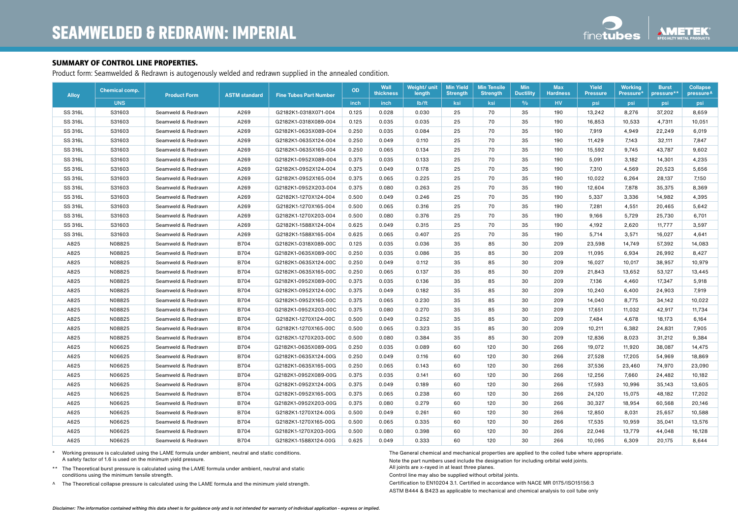# SEAMWELDED & REDRAWN: IMPERIAL

## SUMMARY OF CONTROL LINE PROPERTIES.

Product form: Seamwelded & Redrawn is autogenously welded and redrawn supplied in the annealed condition.

| Alloy | Chemical comp. | Product Form | ASTM standard | Fine Tubes Part Number | OD | Wall thickness | Weight/ unit length | Min Yield Strength | Min Tensile Strength | Min Ductility | Max Hardness | Yield Pressure | Working Pressure* | Burst pressure** | Collapse pressure^ |
|---|---|---|---|---|---|---|---|---|---|---|---|---|---|---|---|
| | UNS | | | | inch | inch | lb/ft | ksi | ksi | % | HV | psi | psi | psi | psi |
| SS 316L | S31603 | Seamweld & Redrawn | A269 | G2182K1-0318X071-004 | 0.125 | 0.028 | 0.030 | 25 | 70 | 35 | 190 | 13,242 | 8,276 | 37,202 | 8,659 |
| SS 316L | S31603 | Seamweld & Redrawn | A269 | G2182K1-0318X089-004 | 0.125 | 0.035 | 0.035 | 25 | 70 | 35 | 190 | 16,853 | 10,533 | 4,7311 | 10,051 |
| SS 316L | S31603 | Seamweld & Redrawn | A269 | G2182K1-0635X089-004 | 0.250 | 0.035 | 0.084 | 25 | 70 | 35 | 190 | 7,919 | 4,949 | 22,249 | 6,019 |
| SS 316L | S31603 | Seamweld & Redrawn | A269 | G2182K1-0635X124-004 | 0.250 | 0.049 | 0.110 | 25 | 70 | 35 | 190 | 11,429 | 7,143 | 32,111 | 7,847 |
| SS 316L | S31603 | Seamweld & Redrawn | A269 | G2182K1-0635X165-004 | 0.250 | 0.065 | 0.134 | 25 | 70 | 35 | 190 | 15,592 | 9,745 | 43,787 | 9,602 |
| SS 316L | S31603 | Seamweld & Redrawn | A269 | G2182K1-0952X089-004 | 0.375 | 0.035 | 0.133 | 25 | 70 | 35 | 190 | 5,091 | 3,182 | 14,301 | 4,235 |
| SS 316L | S31603 | Seamweld & Redrawn | A269 | G2182K1-0952X124-004 | 0.375 | 0.049 | 0.178 | 25 | 70 | 35 | 190 | 7,310 | 4,569 | 20,523 | 5,656 |
| SS 316L | S31603 | Seamweld & Redrawn | A269 | G2182K1-0952X165-004 | 0.375 | 0.065 | 0.225 | 25 | 70 | 35 | 190 | 10,022 | 6,264 | 28,137 | 7,150 |
| SS 316L | S31603 | Seamweld & Redrawn | A269 | G2182K1-0952X203-004 | 0.375 | 0.080 | 0.263 | 25 | 70 | 35 | 190 | 12,604 | 7,878 | 35,375 | 8,369 |
| SS 316L | S31603 | Seamweld & Redrawn | A269 | G2182K1-1270X124-004 | 0.500 | 0.049 | 0.246 | 25 | 70 | 35 | 190 | 5,337 | 3,336 | 14,982 | 4,395 |
| SS 316L | S31603 | Seamweld & Redrawn | A269 | G2182K1-1270X165-004 | 0.500 | 0.065 | 0.316 | 25 | 70 | 35 | 190 | 7,281 | 4,551 | 20,465 | 5,642 |
| SS 316L | S31603 | Seamweld & Redrawn | A269 | G2182K1-1270X203-004 | 0.500 | 0.080 | 0.376 | 25 | 70 | 35 | 190 | 9,166 | 5,729 | 25,730 | 6,701 |
| SS 316L | S31603 | Seamweld & Redrawn | A269 | G2182K1-1588X124-004 | 0.625 | 0.049 | 0.315 | 25 | 70 | 35 | 190 | 4,192 | 2,620 | 11,777 | 3,597 |
| SS 316L | S31603 | Seamweld & Redrawn | A269 | G2182K1-1588X165-004 | 0.625 | 0.065 | 0.407 | 25 | 70 | 35 | 190 | 5,714 | 3,571 | 16,027 | 4,641 |
| A825 | N08825 | Seamweld & Redrawn | B704 | G2182K1-0318X089-00C | 0.125 | 0.035 | 0.036 | 35 | 85 | 30 | 209 | 23,598 | 14,749 | 57,392 | 14,083 |
| A825 | N08825 | Seamweld & Redrawn | B704 | G2182K1-0635X089-00C | 0.250 | 0.035 | 0.086 | 35 | 85 | 30 | 209 | 11,095 | 6,934 | 26,992 | 8,427 |
| A825 | N08825 | Seamweld & Redrawn | B704 | G2182K1-0635X124-00C | 0.250 | 0.049 | 0.112 | 35 | 85 | 30 | 209 | 16,027 | 10,017 | 38,957 | 10,979 |
| A825 | N08825 | Seamweld & Redrawn | B704 | G2182K1-0635X165-00C | 0.250 | 0.065 | 0.137 | 35 | 85 | 30 | 209 | 21,843 | 13,652 | 53,127 | 13,445 |
| A825 | N08825 | Seamweld & Redrawn | B704 | G2182K1-0952X089-00C | 0.375 | 0.035 | 0.136 | 35 | 85 | 30 | 209 | 7,136 | 4,460 | 17,347 | 5,918 |
| A825 | N08825 | Seamweld & Redrawn | B704 | G2182K1-0952X124-00C | 0.375 | 0.049 | 0.182 | 35 | 85 | 30 | 209 | 10,240 | 6,400 | 24,903 | 7,919 |
| A825 | N08825 | Seamweld & Redrawn | B704 | G2182K1-0952X165-00C | 0.375 | 0.065 | 0.230 | 35 | 85 | 30 | 209 | 14,040 | 8,775 | 34,142 | 10,022 |
| A825 | N08825 | Seamweld & Redrawn | B704 | G2182K1-0952X203-00C | 0.375 | 0.080 | 0.270 | 35 | 85 | 30 | 209 | 17,651 | 11,032 | 42,917 | 11,734 |
| A825 | N08825 | Seamweld & Redrawn | B704 | G2182K1-1270X124-00C | 0.500 | 0.049 | 0.252 | 35 | 85 | 30 | 209 | 7,484 | 4,678 | 18,173 | 6,164 |
| A825 | N08825 | Seamweld & Redrawn | B704 | G2182K1-1270X165-00C | 0.500 | 0.065 | 0.323 | 35 | 85 | 30 | 209 | 10,211 | 6,382 | 24,831 | 7,905 |
| A825 | N08825 | Seamweld & Redrawn | B704 | G2182K1-1270X203-00C | 0.500 | 0.080 | 0.384 | 35 | 85 | 30 | 209 | 12,836 | 8,023 | 31,212 | 9,384 |
| A625 | N06625 | Seamweld & Redrawn | B704 | G2182K1-0635X089-00G | 0.250 | 0.035 | 0.089 | 60 | 120 | 30 | 266 | 19,072 | 11,920 | 38,087 | 14,475 |
| A625 | N06625 | Seamweld & Redrawn | B704 | G2182K1-0635X124-00G | 0.250 | 0.049 | 0.116 | 60 | 120 | 30 | 266 | 27,528 | 17,205 | 54,969 | 18,869 |
| A625 | N06625 | Seamweld & Redrawn | B704 | G2182K1-0635X165-00G | 0.250 | 0.065 | 0.143 | 60 | 120 | 30 | 266 | 37,536 | 23,460 | 74,970 | 23,090 |
| A625 | N06625 | Seamweld & Redrawn | B704 | G2182K1-0952X089-00G | 0.375 | 0.035 | 0.141 | 60 | 120 | 30 | 266 | 12,256 | 7,660 | 24,482 | 10,182 |
| A625 | N06625 | Seamweld & Redrawn | B704 | G2182K1-0952X124-00G | 0.375 | 0.049 | 0.189 | 60 | 120 | 30 | 266 | 17,593 | 10,996 | 35,143 | 13,605 |
| A625 | N06625 | Seamweld & Redrawn | B704 | G2182K1-0952X165-00G | 0.375 | 0.065 | 0.238 | 60 | 120 | 30 | 266 | 24,120 | 15,075 | 48,182 | 17,202 |
| A625 | N06625 | Seamweld & Redrawn | B704 | G2182K1-0952X203-00G | 0.375 | 0.080 | 0.279 | 60 | 120 | 30 | 266 | 30,327 | 18,954 | 60,568 | 20,146 |
| A625 | N06625 | Seamweld & Redrawn | B704 | G2182K1-1270X124-00G | 0.500 | 0.049 | 0.261 | 60 | 120 | 30 | 266 | 12,850 | 8,031 | 25,657 | 10,588 |
| A625 | N06625 | Seamweld & Redrawn | B704 | G2182K1-1270X165-00G | 0.500 | 0.065 | 0.335 | 60 | 120 | 30 | 266 | 17,535 | 10,959 | 35,041 | 13,576 |
| A625 | N06625 | Seamweld & Redrawn | B704 | G2182K1-1270X203-00G | 0.500 | 0.080 | 0.398 | 60 | 120 | 30 | 266 | 22,046 | 13,779 | 44,048 | 16,128 |
| A625 | N06625 | Seamweld & Redrawn | B704 | G2182K1-1588X124-00G | 0.625 | 0.049 | 0.333 | 60 | 120 | 30 | 266 | 10,095 | 6,309 | 20,175 | 8,644 |

\* Working pressure is calculated using the LAME formula under ambient, neutral and static conditions. A safety factor of 1.6 is used on the minimum yield pressure.

\*\* The Theoretical burst pressure is calculated using the LAME formula under ambient, neutral and static conditions using the minimum tensile strength.

^ The Theoretical collapse pressure is calculated using the LAME formula and the minimum yield strength.

The General chemical and mechanical properties are applied to the coiled tube where appropriate.

Note the part numbers used include the designation for including orbital weld joints.

All joints are x-rayed in at least three planes.

Control line may also be supplied without orbital joints.

Certification to EN10204 3.1. Certified in accordance with NACE MR 0175/ISO15156:3

ASTM B444 & B423 as applicable to mechanical and chemical analysis to coil tube only

*Disclaimer: The information contained withing this data sheet is for guidance only and is not intended for warranty of individual application - express or implied.*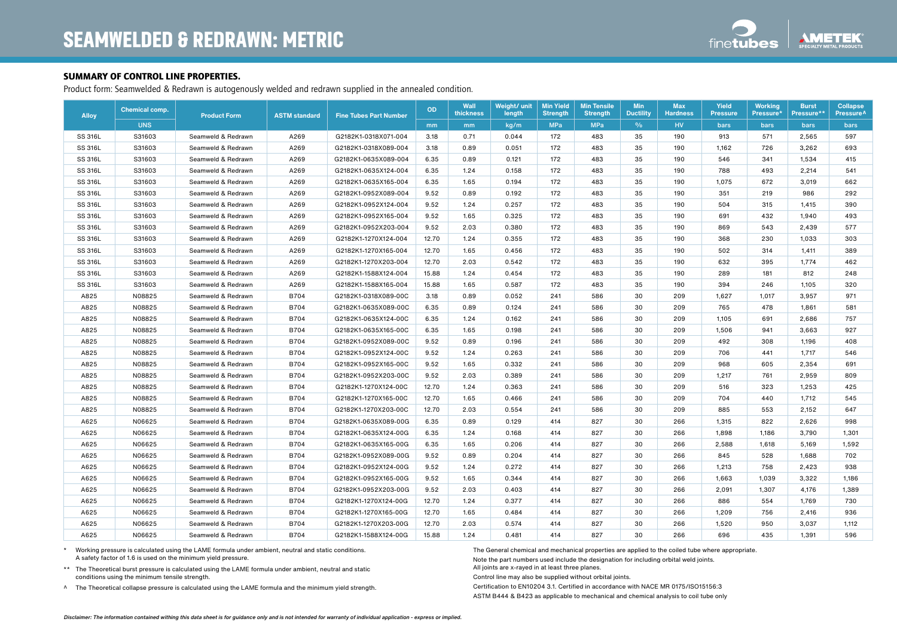# SEAMWELDED & REDRAWN: METRIC

### SUMMARY OF CONTROL LINE PROPERTIES.

Product form: Seamwelded & Redrawn is autogenously welded and redrawn supplied in the annealed condition.

| Alloy | Chemical comp. | Product Form | ASTM standard | Fine Tubes Part Number | OD | Wall thickness | Weight/ unit length | Min Yield Strength | Min Tensile Strength | Min Ductility | Max Hardness | Yield Pressure | Working Pressure* | Burst Pressure** | Collapse Pressure^ |
|---|---|---|---|---|---|---|---|---|---|---|---|---|---|---|---|
| | UNS | | | | mm | mm | kg/m | MPa | MPa | % | HV | bars | bars | bars | bars |
| SS 316L | S31603 | Seamweld & Redrawn | A269 | G2182K1-0318X071-004 | 3.18 | 0.71 | 0.044 | 172 | 483 | 35 | 190 | 913 | 571 | 2,565 | 597 |
| SS 316L | S31603 | Seamweld & Redrawn | A269 | G2182K1-0318X089-004 | 3.18 | 0.89 | 0.051 | 172 | 483 | 35 | 190 | 1,162 | 726 | 3,262 | 693 |
| SS 316L | S31603 | Seamweld & Redrawn | A269 | G2182K1-0635X089-004 | 6.35 | 0.89 | 0.121 | 172 | 483 | 35 | 190 | 546 | 341 | 1,534 | 415 |
| SS 316L | S31603 | Seamweld & Redrawn | A269 | G2182K1-0635X124-004 | 6.35 | 1.24 | 0.158 | 172 | 483 | 35 | 190 | 788 | 493 | 2,214 | 541 |
| SS 316L | S31603 | Seamweld & Redrawn | A269 | G2182K1-0635X165-004 | 6.35 | 1.65 | 0.194 | 172 | 483 | 35 | 190 | 1,075 | 672 | 3,019 | 662 |
| SS 316L | S31603 | Seamweld & Redrawn | A269 | G2182K1-0952X089-004 | 9.52 | 0.89 | 0.192 | 172 | 483 | 35 | 190 | 351 | 219 | 986 | 292 |
| SS 316L | S31603 | Seamweld & Redrawn | A269 | G2182K1-0952X124-004 | 9.52 | 1.24 | 0.257 | 172 | 483 | 35 | 190 | 504 | 315 | 1,415 | 390 |
| SS 316L | S31603 | Seamweld & Redrawn | A269 | G2182K1-0952X165-004 | 9.52 | 1.65 | 0.325 | 172 | 483 | 35 | 190 | 691 | 432 | 1,940 | 493 |
| SS 316L | S31603 | Seamweld & Redrawn | A269 | G2182K1-0952X203-004 | 9.52 | 2.03 | 0.380 | 172 | 483 | 35 | 190 | 869 | 543 | 2,439 | 577 |
| SS 316L | S31603 | Seamweld & Redrawn | A269 | G2182K1-1270X124-004 | 12.70 | 1.24 | 0.355 | 172 | 483 | 35 | 190 | 368 | 230 | 1,033 | 303 |
| SS 316L | S31603 | Seamweld & Redrawn | A269 | G2182K1-1270X165-004 | 12.70 | 1.65 | 0.456 | 172 | 483 | 35 | 190 | 502 | 314 | 1,411 | 389 |
| SS 316L | S31603 | Seamweld & Redrawn | A269 | G2182K1-1270X203-004 | 12.70 | 2.03 | 0.542 | 172 | 483 | 35 | 190 | 632 | 395 | 1,774 | 462 |
| SS 316L | S31603 | Seamweld & Redrawn | A269 | G2182K1-1588X124-004 | 15.88 | 1.24 | 0.454 | 172 | 483 | 35 | 190 | 289 | 181 | 812 | 248 |
| SS 316L | S31603 | Seamweld & Redrawn | A269 | G2182K1-1588X165-004 | 15.88 | 1.65 | 0.587 | 172 | 483 | 35 | 190 | 394 | 246 | 1,105 | 320 |
| A825 | N08825 | Seamweld & Redrawn | B704 | G2182K1-0318X089-00C | 3.18 | 0.89 | 0.052 | 241 | 586 | 30 | 209 | 1,627 | 1,017 | 3,957 | 971 |
| A825 | N08825 | Seamweld & Redrawn | B704 | G2182K1-0635X089-00C | 6.35 | 0.89 | 0.124 | 241 | 586 | 30 | 209 | 765 | 478 | 1,861 | 581 |
| A825 | N08825 | Seamweld & Redrawn | B704 | G2182K1-0635X124-00C | 6.35 | 1.24 | 0.162 | 241 | 586 | 30 | 209 | 1,105 | 691 | 2,686 | 757 |
| A825 | N08825 | Seamweld & Redrawn | B704 | G2182K1-0635X165-00C | 6.35 | 1.65 | 0.198 | 241 | 586 | 30 | 209 | 1,506 | 941 | 3,663 | 927 |
| A825 | N08825 | Seamweld & Redrawn | B704 | G2182K1-0952X089-00C | 9.52 | 0.89 | 0.196 | 241 | 586 | 30 | 209 | 492 | 308 | 1,196 | 408 |
| A825 | N08825 | Seamweld & Redrawn | B704 | G2182K1-0952X124-00C | 9.52 | 1.24 | 0.263 | 241 | 586 | 30 | 209 | 706 | 441 | 1,717 | 546 |
| A825 | N08825 | Seamweld & Redrawn | B704 | G2182K1-0952X165-00C | 9.52 | 1.65 | 0.332 | 241 | 586 | 30 | 209 | 968 | 605 | 2,354 | 691 |
| A825 | N08825 | Seamweld & Redrawn | B704 | G2182K1-0952X203-00C | 9.52 | 2.03 | 0.389 | 241 | 586 | 30 | 209 | 1,217 | 761 | 2,959 | 809 |
| A825 | N08825 | Seamweld & Redrawn | B704 | G2182K1-1270X124-00C | 12.70 | 1.24 | 0.363 | 241 | 586 | 30 | 209 | 516 | 323 | 1,253 | 425 |
| A825 | N08825 | Seamweld & Redrawn | B704 | G2182K1-1270X165-00C | 12.70 | 1.65 | 0.466 | 241 | 586 | 30 | 209 | 704 | 440 | 1,712 | 545 |
| A825 | N08825 | Seamweld & Redrawn | B704 | G2182K1-1270X203-00C | 12.70 | 2.03 | 0.554 | 241 | 586 | 30 | 209 | 885 | 553 | 2,152 | 647 |
| A625 | N06625 | Seamweld & Redrawn | B704 | G2182K1-0635X089-00G | 6.35 | 0.89 | 0.129 | 414 | 827 | 30 | 266 | 1,315 | 822 | 2,626 | 998 |
| A625 | N06625 | Seamweld & Redrawn | B704 | G2182K1-0635X124-00G | 6.35 | 1.24 | 0.168 | 414 | 827 | 30 | 266 | 1,898 | 1,186 | 3,790 | 1,301 |
| A625 | N06625 | Seamweld & Redrawn | B704 | G2182K1-0635X165-00G | 6.35 | 1.65 | 0.206 | 414 | 827 | 30 | 266 | 2,588 | 1,618 | 5,169 | 1,592 |
| A625 | N06625 | Seamweld & Redrawn | B704 | G2182K1-0952X089-00G | 9.52 | 0.89 | 0.204 | 414 | 827 | 30 | 266 | 845 | 528 | 1,688 | 702 |
| A625 | N06625 | Seamweld & Redrawn | B704 | G2182K1-0952X124-00G | 9.52 | 1.24 | 0.272 | 414 | 827 | 30 | 266 | 1,213 | 758 | 2,423 | 938 |
| A625 | N06625 | Seamweld & Redrawn | B704 | G2182K1-0952X165-00G | 9.52 | 1.65 | 0.344 | 414 | 827 | 30 | 266 | 1,663 | 1,039 | 3,322 | 1,186 |
| A625 | N06625 | Seamweld & Redrawn | B704 | G2182K1-0952X203-00G | 9.52 | 2.03 | 0.403 | 414 | 827 | 30 | 266 | 2,091 | 1,307 | 4,176 | 1,389 |
| A625 | N06625 | Seamweld & Redrawn | B704 | G2182K1-1270X124-00G | 12.70 | 1.24 | 0.377 | 414 | 827 | 30 | 266 | 886 | 554 | 1,769 | 730 |
| A625 | N06625 | Seamweld & Redrawn | B704 | G2182K1-1270X165-00G | 12.70 | 1.65 | 0.484 | 414 | 827 | 30 | 266 | 1,209 | 756 | 2,416 | 936 |
| A625 | N06625 | Seamweld & Redrawn | B704 | G2182K1-1270X203-00G | 12.70 | 2.03 | 0.574 | 414 | 827 | 30 | 266 | 1,520 | 950 | 3,037 | 1,112 |
| A625 | N06625 | Seamweld & Redrawn | B704 | G2182K1-1588X124-00G | 15.88 | 1.24 | 0.481 | 414 | 827 | 30 | 266 | 696 | 435 | 1,391 | 596 |

\* Working pressure is calculated using the LAME formula under ambient, neutral and static conditions. A safety factor of 1.6 is used on the minimum yield pressure.

\*\* The Theoretical burst pressure is calculated using the LAME formula under ambient, neutral and static conditions using the minimum tensile strength.

^ The Theoretical collapse pressure is calculated using the LAME formula and the minimum yield strength.

The General chemical and mechanical properties are applied to the coiled tube where appropriate.
Note the part numbers used include the designation for including orbital weld joints.
All joints are x-rayed in at least three planes.
Control line may also be supplied without orbital joints.
Certification to EN10204 3.1. Certified in accordance with NACE MR 0175/ISO15156:3
ASTM B444 & B423 as applicable to mechanical and chemical analysis to coil tube only

*Disclaimer: The information contained withing this data sheet is for guidance only and is not intended for warranty of individual application - express or implied.*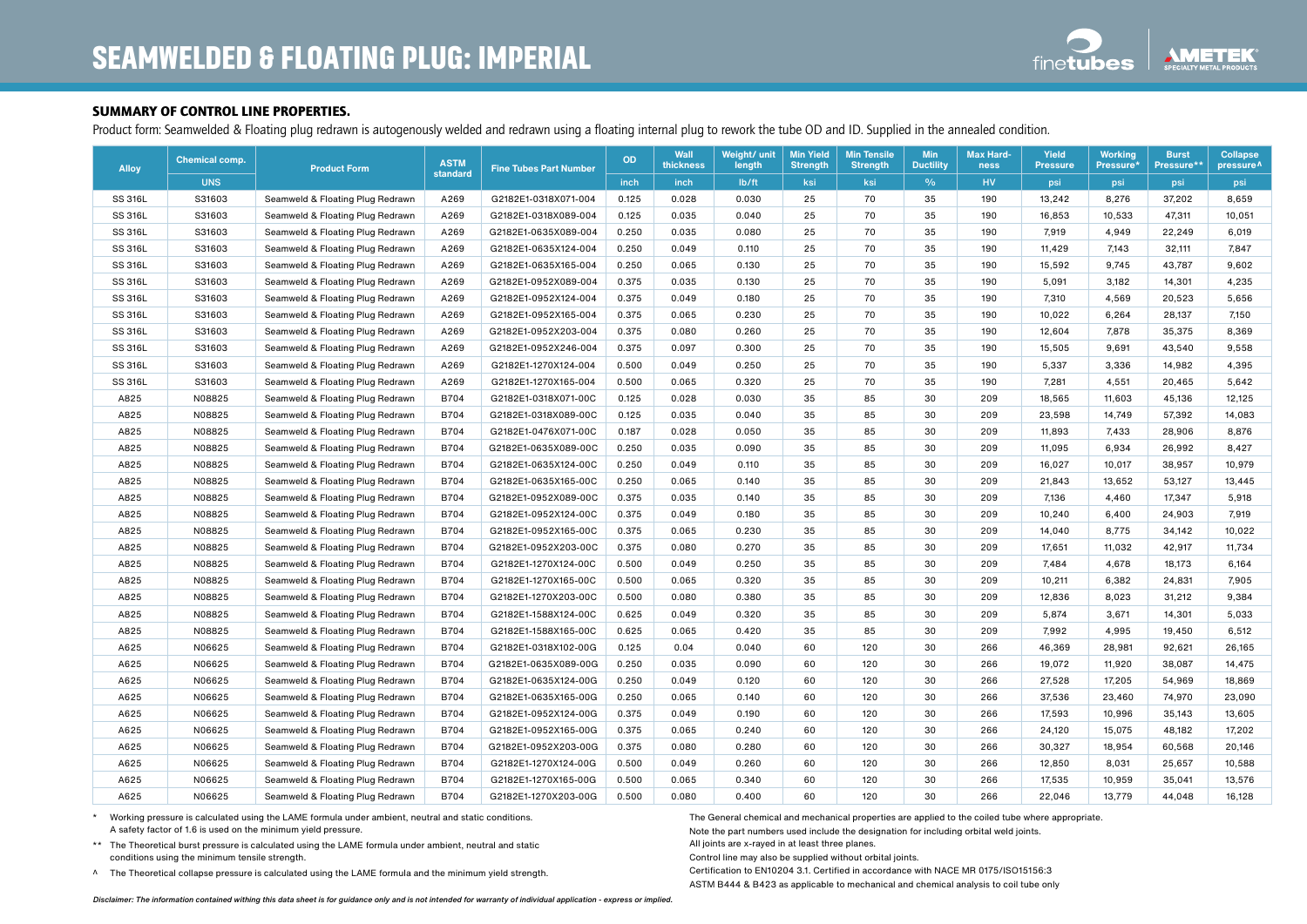# SEAMWELDED & FLOATING PLUG: IMPERIAL

## SUMMARY OF CONTROL LINE PROPERTIES.

Product form: Seamwelded & Floating plug redrawn is autogenously welded and redrawn using a floating internal plug to rework the tube OD and ID. Supplied in the annealed condition.

| Alloy | Chemical comp. | Product Form | ASTM standard | Fine Tubes Part Number | OD | Wall thickness | Weight/ unit length | Min Yield Strength | Min Tensile Strength | Min Ductility | Max Hard-ness | Yield Pressure | Working Pressure* | Burst Pressure** | Collapse pressure^ |
|---|---|---|---|---|---|---|---|---|---|---|---|---|---|---|---|
| | UNS | | | | inch | inch | lb/ft | ksi | ksi | % | HV | psi | psi | psi | psi |
| SS 316L | S31603 | Seamweld & Floating Plug Redrawn | A269 | G2182E1-0318X071-004 | 0.125 | 0.028 | 0.030 | 25 | 70 | 35 | 190 | 13,242 | 8,276 | 37,202 | 8,659 |
| SS 316L | S31603 | Seamweld & Floating Plug Redrawn | A269 | G2182E1-0318X089-004 | 0.125 | 0.035 | 0.040 | 25 | 70 | 35 | 190 | 16,853 | 10,533 | 47,311 | 10,051 |
| SS 316L | S31603 | Seamweld & Floating Plug Redrawn | A269 | G2182E1-0635X089-004 | 0.250 | 0.035 | 0.080 | 25 | 70 | 35 | 190 | 7,919 | 4,949 | 22,249 | 6,019 |
| SS 316L | S31603 | Seamweld & Floating Plug Redrawn | A269 | G2182E1-0635X124-004 | 0.250 | 0.049 | 0.110 | 25 | 70 | 35 | 190 | 11,429 | 7,143 | 32,111 | 7,847 |
| SS 316L | S31603 | Seamweld & Floating Plug Redrawn | A269 | G2182E1-0635X165-004 | 0.250 | 0.065 | 0.130 | 25 | 70 | 35 | 190 | 15,592 | 9,745 | 43,787 | 9,602 |
| SS 316L | S31603 | Seamweld & Floating Plug Redrawn | A269 | G2182E1-0952X089-004 | 0.375 | 0.035 | 0.130 | 25 | 70 | 35 | 190 | 5,091 | 3,182 | 14,301 | 4,235 |
| SS 316L | S31603 | Seamweld & Floating Plug Redrawn | A269 | G2182E1-0952X124-004 | 0.375 | 0.049 | 0.180 | 25 | 70 | 35 | 190 | 7,310 | 4,569 | 20,523 | 5,656 |
| SS 316L | S31603 | Seamweld & Floating Plug Redrawn | A269 | G2182E1-0952X165-004 | 0.375 | 0.065 | 0.230 | 25 | 70 | 35 | 190 | 10,022 | 6,264 | 28,137 | 7,150 |
| SS 316L | S31603 | Seamweld & Floating Plug Redrawn | A269 | G2182E1-0952X203-004 | 0.375 | 0.080 | 0.260 | 25 | 70 | 35 | 190 | 12,604 | 7,878 | 35,375 | 8,369 |
| SS 316L | S31603 | Seamweld & Floating Plug Redrawn | A269 | G2182E1-0952X246-004 | 0.375 | 0.097 | 0.300 | 25 | 70 | 35 | 190 | 15,505 | 9,691 | 43,540 | 9,558 |
| SS 316L | S31603 | Seamweld & Floating Plug Redrawn | A269 | G2182E1-1270X124-004 | 0.500 | 0.049 | 0.250 | 25 | 70 | 35 | 190 | 5,337 | 3,336 | 14,982 | 4,395 |
| SS 316L | S31603 | Seamweld & Floating Plug Redrawn | A269 | G2182E1-1270X165-004 | 0.500 | 0.065 | 0.320 | 25 | 70 | 35 | 190 | 7,281 | 4,551 | 20,465 | 5,642 |
| A825 | N08825 | Seamweld & Floating Plug Redrawn | B704 | G2182E1-0318X071-00C | 0.125 | 0.028 | 0.030 | 35 | 85 | 30 | 209 | 18,565 | 11,603 | 45,136 | 12,125 |
| A825 | N08825 | Seamweld & Floating Plug Redrawn | B704 | G2182E1-0318X089-00C | 0.125 | 0.035 | 0.040 | 35 | 85 | 30 | 209 | 23,598 | 14,749 | 57,392 | 14,083 |
| A825 | N08825 | Seamweld & Floating Plug Redrawn | B704 | G2182E1-0476X071-00C | 0.187 | 0.028 | 0.050 | 35 | 85 | 30 | 209 | 11,893 | 7,433 | 28,906 | 8,876 |
| A825 | N08825 | Seamweld & Floating Plug Redrawn | B704 | G2182E1-0635X089-00C | 0.250 | 0.035 | 0.090 | 35 | 85 | 30 | 209 | 11,095 | 6,934 | 26,992 | 8,427 |
| A825 | N08825 | Seamweld & Floating Plug Redrawn | B704 | G2182E1-0635X124-00C | 0.250 | 0.049 | 0.110 | 35 | 85 | 30 | 209 | 16,027 | 10,017 | 38,957 | 10,979 |
| A825 | N08825 | Seamweld & Floating Plug Redrawn | B704 | G2182E1-0635X165-00C | 0.250 | 0.065 | 0.140 | 35 | 85 | 30 | 209 | 21,843 | 13,652 | 53,127 | 13,445 |
| A825 | N08825 | Seamweld & Floating Plug Redrawn | B704 | G2182E1-0952X089-00C | 0.375 | 0.035 | 0.140 | 35 | 85 | 30 | 209 | 7,136 | 4,460 | 17,347 | 5,918 |
| A825 | N08825 | Seamweld & Floating Plug Redrawn | B704 | G2182E1-0952X124-00C | 0.375 | 0.049 | 0.180 | 35 | 85 | 30 | 209 | 10,240 | 6,400 | 24,903 | 7,919 |
| A825 | N08825 | Seamweld & Floating Plug Redrawn | B704 | G2182E1-0952X165-00C | 0.375 | 0.065 | 0.230 | 35 | 85 | 30 | 209 | 14,040 | 8,775 | 34,142 | 10,022 |
| A825 | N08825 | Seamweld & Floating Plug Redrawn | B704 | G2182E1-0952X203-00C | 0.375 | 0.080 | 0.270 | 35 | 85 | 30 | 209 | 17,651 | 11,032 | 42,917 | 11,734 |
| A825 | N08825 | Seamweld & Floating Plug Redrawn | B704 | G2182E1-1270X124-00C | 0.500 | 0.049 | 0.250 | 35 | 85 | 30 | 209 | 7,484 | 4,678 | 18,173 | 6,164 |
| A825 | N08825 | Seamweld & Floating Plug Redrawn | B704 | G2182E1-1270X165-00C | 0.500 | 0.065 | 0.320 | 35 | 85 | 30 | 209 | 10,211 | 6,382 | 24,831 | 7,905 |
| A825 | N08825 | Seamweld & Floating Plug Redrawn | B704 | G2182E1-1270X203-00C | 0.500 | 0.080 | 0.380 | 35 | 85 | 30 | 209 | 12,836 | 8,023 | 31,212 | 9,384 |
| A825 | N08825 | Seamweld & Floating Plug Redrawn | B704 | G2182E1-1588X124-00C | 0.625 | 0.049 | 0.320 | 35 | 85 | 30 | 209 | 5,874 | 3,671 | 14,301 | 5,033 |
| A825 | N08825 | Seamweld & Floating Plug Redrawn | B704 | G2182E1-1588X165-00C | 0.625 | 0.065 | 0.420 | 35 | 85 | 30 | 209 | 7,992 | 4,995 | 19,450 | 6,512 |
| A625 | N06625 | Seamweld & Floating Plug Redrawn | B704 | G2182E1-0318X102-00G | 0.125 | 0.04 | 0.040 | 60 | 120 | 30 | 266 | 46,369 | 28,981 | 92,621 | 26,165 |
| A625 | N06625 | Seamweld & Floating Plug Redrawn | B704 | G2182E1-0635X089-00G | 0.250 | 0.035 | 0.090 | 60 | 120 | 30 | 266 | 19,072 | 11,920 | 38,087 | 14,475 |
| A625 | N06625 | Seamweld & Floating Plug Redrawn | B704 | G2182E1-0635X124-00G | 0.250 | 0.049 | 0.120 | 60 | 120 | 30 | 266 | 27,528 | 17,205 | 54,969 | 18,869 |
| A625 | N06625 | Seamweld & Floating Plug Redrawn | B704 | G2182E1-0635X165-00G | 0.250 | 0.065 | 0.140 | 60 | 120 | 30 | 266 | 37,536 | 23,460 | 74,970 | 23,090 |
| A625 | N06625 | Seamweld & Floating Plug Redrawn | B704 | G2182E1-0952X124-00G | 0.375 | 0.049 | 0.190 | 60 | 120 | 30 | 266 | 17,593 | 10,996 | 35,143 | 13,605 |
| A625 | N06625 | Seamweld & Floating Plug Redrawn | B704 | G2182E1-0952X165-00G | 0.375 | 0.065 | 0.240 | 60 | 120 | 30 | 266 | 24,120 | 15,075 | 48,182 | 17,202 |
| A625 | N06625 | Seamweld & Floating Plug Redrawn | B704 | G2182E1-0952X203-00G | 0.375 | 0.080 | 0.280 | 60 | 120 | 30 | 266 | 30,327 | 18,954 | 60,568 | 20,146 |
| A625 | N06625 | Seamweld & Floating Plug Redrawn | B704 | G2182E1-1270X124-00G | 0.500 | 0.049 | 0.260 | 60 | 120 | 30 | 266 | 12,850 | 8,031 | 25,657 | 10,588 |
| A625 | N06625 | Seamweld & Floating Plug Redrawn | B704 | G2182E1-1270X165-00G | 0.500 | 0.065 | 0.340 | 60 | 120 | 30 | 266 | 17,535 | 10,959 | 35,041 | 13,576 |
| A625 | N06625 | Seamweld & Floating Plug Redrawn | B704 | G2182E1-1270X203-00G | 0.500 | 0.080 | 0.400 | 60 | 120 | 30 | 266 | 22,046 | 13,779 | 44,048 | 16,128 |

\* Working pressure is calculated using the LAME formula under ambient, neutral and static conditions. A safety factor of 1.6 is used on the minimum yield pressure.

\*\* The Theoretical burst pressure is calculated using the LAME formula under ambient, neutral and static conditions using the minimum tensile strength.

^ The Theoretical collapse pressure is calculated using the LAME formula and the minimum yield strength.

The General chemical and mechanical properties are applied to the coiled tube where appropriate.
Note the part numbers used include the designation for including orbital weld joints.
All joints are x-rayed in at least three planes.
Control line may also be supplied without orbital joints.
Certification to EN10204 3.1. Certified in accordance with NACE MR 0175/ISO15156:3
ASTM B444 & B423 as applicable to mechanical and chemical analysis to coil tube only

*Disclaimer: The information contained withing this data sheet is for guidance only and is not intended for warranty of individual application - express or implied.*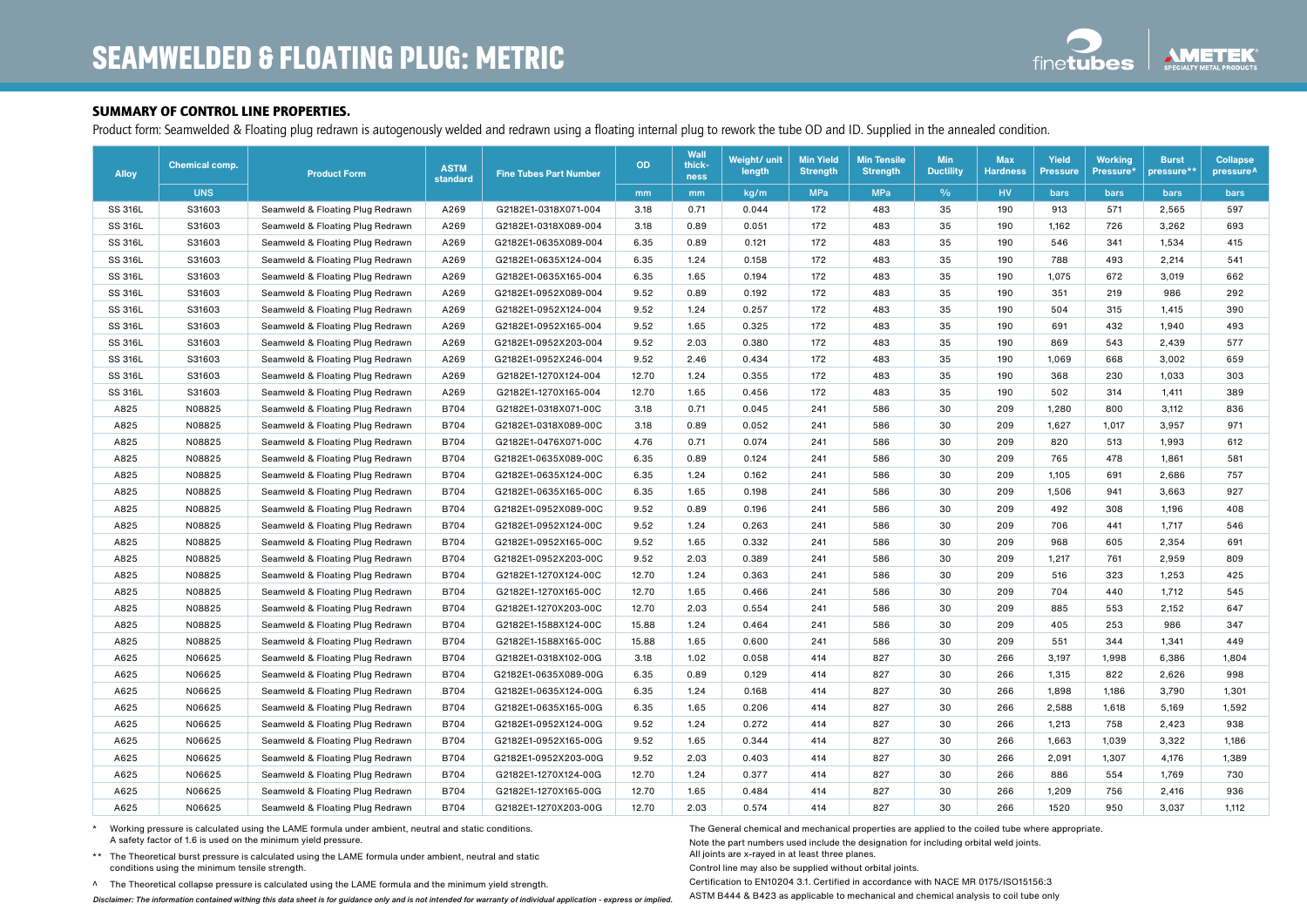# SEAMWELDED & FLOATING PLUG: METRIC

## SUMMARY OF CONTROL LINE PROPERTIES.

Product form: Seamwelded & Floating plug redrawn is autogenously welded and redrawn using a floating internal plug to rework the tube OD and ID. Supplied in the annealed condition.

| Alloy | Chemical comp. | Product Form | ASTM standard | Fine Tubes Part Number | OD | Wall thick-ness | Weight/ unit length | Min Yield Strength | Min Tensile Strength | Min Ductility | Max Hardness | Yield Pressure | Working Pressure* | Burst pressure** | Collapse pressure^ |
|---|---|---|---|---|---|---|---|---|---|---|---|---|---|---|---|
| | UNS | | | | mm | mm | kg/m | MPa | MPa | % | HV | bars | bars | bars | bars |
| SS 316L | S31603 | Seamweld & Floating Plug Redrawn | A269 | G2182E1-0318X071-004 | 3.18 | 0.71 | 0.044 | 172 | 483 | 35 | 190 | 913 | 571 | 2,565 | 597 |
| SS 316L | S31603 | Seamweld & Floating Plug Redrawn | A269 | G2182E1-0318X089-004 | 3.18 | 0.89 | 0.051 | 172 | 483 | 35 | 190 | 1,162 | 726 | 3,262 | 693 |
| SS 316L | S31603 | Seamweld & Floating Plug Redrawn | A269 | G2182E1-0635X089-004 | 6.35 | 0.89 | 0.121 | 172 | 483 | 35 | 190 | 546 | 341 | 1,534 | 415 |
| SS 316L | S31603 | Seamweld & Floating Plug Redrawn | A269 | G2182E1-0635X124-004 | 6.35 | 1.24 | 0.158 | 172 | 483 | 35 | 190 | 788 | 493 | 2,214 | 541 |
| SS 316L | S31603 | Seamweld & Floating Plug Redrawn | A269 | G2182E1-0635X165-004 | 6.35 | 1.65 | 0.194 | 172 | 483 | 35 | 190 | 1,075 | 672 | 3,019 | 662 |
| SS 316L | S31603 | Seamweld & Floating Plug Redrawn | A269 | G2182E1-0952X089-004 | 9.52 | 0.89 | 0.192 | 172 | 483 | 35 | 190 | 351 | 219 | 986 | 292 |
| SS 316L | S31603 | Seamweld & Floating Plug Redrawn | A269 | G2182E1-0952X124-004 | 9.52 | 1.24 | 0.257 | 172 | 483 | 35 | 190 | 504 | 315 | 1,415 | 390 |
| SS 316L | S31603 | Seamweld & Floating Plug Redrawn | A269 | G2182E1-0952X165-004 | 9.52 | 1.65 | 0.325 | 172 | 483 | 35 | 190 | 691 | 432 | 1,940 | 493 |
| SS 316L | S31603 | Seamweld & Floating Plug Redrawn | A269 | G2182E1-0952X203-004 | 9.52 | 2.03 | 0.380 | 172 | 483 | 35 | 190 | 869 | 543 | 2,439 | 577 |
| SS 316L | S31603 | Seamweld & Floating Plug Redrawn | A269 | G2182E1-0952X246-004 | 9.52 | 2.46 | 0.434 | 172 | 483 | 35 | 190 | 1,069 | 668 | 3,002 | 659 |
| SS 316L | S31603 | Seamweld & Floating Plug Redrawn | A269 | G2182E1-1270X124-004 | 12.70 | 1.24 | 0.355 | 172 | 483 | 35 | 190 | 368 | 230 | 1,033 | 303 |
| SS 316L | S31603 | Seamweld & Floating Plug Redrawn | A269 | G2182E1-1270X165-004 | 12.70 | 1.65 | 0.456 | 172 | 483 | 35 | 190 | 502 | 314 | 1,411 | 389 |
| A825 | N08825 | Seamweld & Floating Plug Redrawn | B704 | G2182E1-0318X071-00C | 3.18 | 0.71 | 0.045 | 241 | 586 | 30 | 209 | 1,280 | 800 | 3,112 | 836 |
| A825 | N08825 | Seamweld & Floating Plug Redrawn | B704 | G2182E1-0318X089-00C | 3.18 | 0.89 | 0.052 | 241 | 586 | 30 | 209 | 1,627 | 1,017 | 3,957 | 971 |
| A825 | N08825 | Seamweld & Floating Plug Redrawn | B704 | G2182E1-0476X071-00C | 4.76 | 0.71 | 0.074 | 241 | 586 | 30 | 209 | 820 | 513 | 1,993 | 612 |
| A825 | N08825 | Seamweld & Floating Plug Redrawn | B704 | G2182E1-0635X089-00C | 6.35 | 0.89 | 0.124 | 241 | 586 | 30 | 209 | 765 | 478 | 1,861 | 581 |
| A825 | N08825 | Seamweld & Floating Plug Redrawn | B704 | G2182E1-0635X124-00C | 6.35 | 1.24 | 0.162 | 241 | 586 | 30 | 209 | 1,105 | 691 | 2,686 | 757 |
| A825 | N08825 | Seamweld & Floating Plug Redrawn | B704 | G2182E1-0635X165-00C | 6.35 | 1.65 | 0.198 | 241 | 586 | 30 | 209 | 1,506 | 941 | 3,663 | 927 |
| A825 | N08825 | Seamweld & Floating Plug Redrawn | B704 | G2182E1-0952X089-00C | 9.52 | 0.89 | 0.196 | 241 | 586 | 30 | 209 | 492 | 308 | 1,196 | 408 |
| A825 | N08825 | Seamweld & Floating Plug Redrawn | B704 | G2182E1-0952X124-00C | 9.52 | 1.24 | 0.263 | 241 | 586 | 30 | 209 | 706 | 441 | 1,717 | 546 |
| A825 | N08825 | Seamweld & Floating Plug Redrawn | B704 | G2182E1-0952X165-00C | 9.52 | 1.65 | 0.332 | 241 | 586 | 30 | 209 | 968 | 605 | 2,354 | 691 |
| A825 | N08825 | Seamweld & Floating Plug Redrawn | B704 | G2182E1-0952X203-00C | 9.52 | 2.03 | 0.389 | 241 | 586 | 30 | 209 | 1,217 | 761 | 2,959 | 809 |
| A825 | N08825 | Seamweld & Floating Plug Redrawn | B704 | G2182E1-1270X124-00C | 12.70 | 1.24 | 0.363 | 241 | 586 | 30 | 209 | 516 | 323 | 1,253 | 425 |
| A825 | N08825 | Seamweld & Floating Plug Redrawn | B704 | G2182E1-1270X165-00C | 12.70 | 1.65 | 0.466 | 241 | 586 | 30 | 209 | 704 | 440 | 1,712 | 545 |
| A825 | N08825 | Seamweld & Floating Plug Redrawn | B704 | G2182E1-1270X203-00C | 12.70 | 2.03 | 0.554 | 241 | 586 | 30 | 209 | 885 | 553 | 2,152 | 647 |
| A825 | N08825 | Seamweld & Floating Plug Redrawn | B704 | G2182E1-1588X124-00C | 15.88 | 1.24 | 0.464 | 241 | 586 | 30 | 209 | 405 | 253 | 986 | 347 |
| A825 | N08825 | Seamweld & Floating Plug Redrawn | B704 | G2182E1-1588X165-00C | 15.88 | 1.65 | 0.600 | 241 | 586 | 30 | 209 | 551 | 344 | 1,341 | 449 |
| A625 | N06625 | Seamweld & Floating Plug Redrawn | B704 | G2182E1-0318X102-00G | 3.18 | 1.02 | 0.058 | 414 | 827 | 30 | 266 | 3,197 | 1,998 | 6,386 | 1,804 |
| A625 | N06625 | Seamweld & Floating Plug Redrawn | B704 | G2182E1-0635X089-00G | 6.35 | 0.89 | 0.129 | 414 | 827 | 30 | 266 | 1,315 | 822 | 2,626 | 998 |
| A625 | N06625 | Seamweld & Floating Plug Redrawn | B704 | G2182E1-0635X124-00G | 6.35 | 1.24 | 0.168 | 414 | 827 | 30 | 266 | 1,898 | 1,186 | 3,790 | 1,301 |
| A625 | N06625 | Seamweld & Floating Plug Redrawn | B704 | G2182E1-0635X165-00G | 6.35 | 1.65 | 0.206 | 414 | 827 | 30 | 266 | 2,588 | 1,618 | 5,169 | 1,592 |
| A625 | N06625 | Seamweld & Floating Plug Redrawn | B704 | G2182E1-0952X124-00G | 9.52 | 1.24 | 0.272 | 414 | 827 | 30 | 266 | 1,213 | 758 | 2,423 | 938 |
| A625 | N06625 | Seamweld & Floating Plug Redrawn | B704 | G2182E1-0952X165-00G | 9.52 | 1.65 | 0.344 | 414 | 827 | 30 | 266 | 1,663 | 1,039 | 3,322 | 1,186 |
| A625 | N06625 | Seamweld & Floating Plug Redrawn | B704 | G2182E1-0952X203-00G | 9.52 | 2.03 | 0.403 | 414 | 827 | 30 | 266 | 2,091 | 1,307 | 4,176 | 1,389 |
| A625 | N06625 | Seamweld & Floating Plug Redrawn | B704 | G2182E1-1270X124-00G | 12.70 | 1.24 | 0.377 | 414 | 827 | 30 | 266 | 886 | 554 | 1,769 | 730 |
| A625 | N06625 | Seamweld & Floating Plug Redrawn | B704 | G2182E1-1270X165-00G | 12.70 | 1.65 | 0.484 | 414 | 827 | 30 | 266 | 1,209 | 756 | 2,416 | 936 |
| A625 | N06625 | Seamweld & Floating Plug Redrawn | B704 | G2182E1-1270X203-00G | 12.70 | 2.03 | 0.574 | 414 | 827 | 30 | 266 | 1520 | 950 | 3,037 | 1,112 |

\* Working pressure is calculated using the LAME formula under ambient, neutral and static conditions. A safety factor of 1.6 is used on the minimum yield pressure.

** The Theoretical burst pressure is calculated using the LAME formula under ambient, neutral and static conditions using the minimum tensile strength.

^ The Theoretical collapse pressure is calculated using the LAME formula and the minimum yield strength.

*Disclaimer: The information contained withing this data sheet is for guidance only and is not intended for warranty of individual application - express or implied.*

The General chemical and mechanical properties are applied to the coiled tube where appropriate.

Note the part numbers used include the designation for including orbital weld joints.
All joints are x-rayed in at least three planes.

Control line may also be supplied without orbital joints.

Certification to EN10204 3.1. Certified in accordance with NACE MR 0175/ISO15156:3

ASTM B444 & B423 as applicable to mechanical and chemical analysis to coil tube only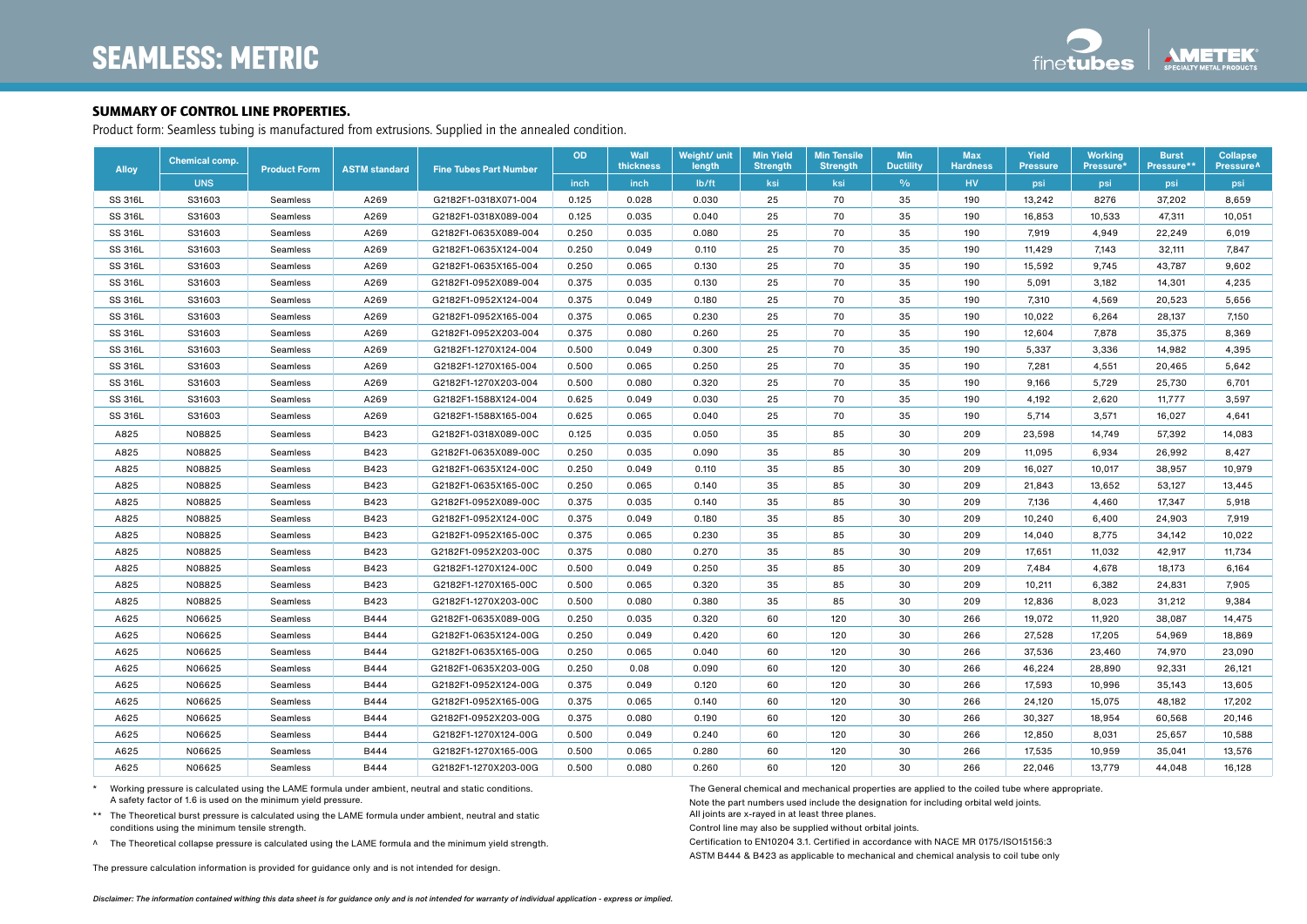# SEAMLESS: METRIC

### SUMMARY OF CONTROL LINE PROPERTIES.

Product form: Seamless tubing is manufactured from extrusions. Supplied in the annealed condition.

| Alloy | Chemical comp. | Product Form | ASTM standard | Fine Tubes Part Number | OD | Wall thickness | Weight/ unit length | Min Yield Strength | Min Tensile Strength | Min Ductility | Max Hardness | Yield Pressure | Working Pressure* | Burst Pressure** | Collapse Pressure^ |
|---|---|---|---|---|---|---|---|---|---|---|---|---|---|---|---|
| | UNS | | | | inch | inch | lb/ft | ksi | ksi | % | HV | psi | psi | psi | psi |
| SS 316L | S31603 | Seamless | A269 | G2182F1-0318X071-004 | 0.125 | 0.028 | 0.030 | 25 | 70 | 35 | 190 | 13,242 | 8276 | 37,202 | 8,659 |
| SS 316L | S31603 | Seamless | A269 | G2182F1-0318X089-004 | 0.125 | 0.035 | 0.040 | 25 | 70 | 35 | 190 | 16,853 | 10,533 | 47,311 | 10,051 |
| SS 316L | S31603 | Seamless | A269 | G2182F1-0635X089-004 | 0.250 | 0.035 | 0.080 | 25 | 70 | 35 | 190 | 7,919 | 4,949 | 22,249 | 6,019 |
| SS 316L | S31603 | Seamless | A269 | G2182F1-0635X124-004 | 0.250 | 0.049 | 0.110 | 25 | 70 | 35 | 190 | 11,429 | 7,143 | 32,111 | 7,847 |
| SS 316L | S31603 | Seamless | A269 | G2182F1-0635X165-004 | 0.250 | 0.065 | 0.130 | 25 | 70 | 35 | 190 | 15,592 | 9,745 | 43,787 | 9,602 |
| SS 316L | S31603 | Seamless | A269 | G2182F1-0952X089-004 | 0.375 | 0.035 | 0.130 | 25 | 70 | 35 | 190 | 5,091 | 3,182 | 14,301 | 4,235 |
| SS 316L | S31603 | Seamless | A269 | G2182F1-0952X124-004 | 0.375 | 0.049 | 0.180 | 25 | 70 | 35 | 190 | 7,310 | 4,569 | 20,523 | 5,656 |
| SS 316L | S31603 | Seamless | A269 | G2182F1-0952X165-004 | 0.375 | 0.065 | 0.230 | 25 | 70 | 35 | 190 | 10,022 | 6,264 | 28,137 | 7,150 |
| SS 316L | S31603 | Seamless | A269 | G2182F1-0952X203-004 | 0.375 | 0.080 | 0.260 | 25 | 70 | 35 | 190 | 12,604 | 7,878 | 35,375 | 8,369 |
| SS 316L | S31603 | Seamless | A269 | G2182F1-1270X124-004 | 0.500 | 0.049 | 0.300 | 25 | 70 | 35 | 190 | 5,337 | 3,336 | 14,982 | 4,395 |
| SS 316L | S31603 | Seamless | A269 | G2182F1-1270X165-004 | 0.500 | 0.065 | 0.250 | 25 | 70 | 35 | 190 | 7,281 | 4,551 | 20,465 | 5,642 |
| SS 316L | S31603 | Seamless | A269 | G2182F1-1270X203-004 | 0.500 | 0.080 | 0.320 | 25 | 70 | 35 | 190 | 9,166 | 5,729 | 25,730 | 6,701 |
| SS 316L | S31603 | Seamless | A269 | G2182F1-1588X124-004 | 0.625 | 0.049 | 0.030 | 25 | 70 | 35 | 190 | 4,192 | 2,620 | 11,777 | 3,597 |
| SS 316L | S31603 | Seamless | A269 | G2182F1-1588X165-004 | 0.625 | 0.065 | 0.040 | 25 | 70 | 35 | 190 | 5,714 | 3,571 | 16,027 | 4,641 |
| A825 | N08825 | Seamless | B423 | G2182F1-0318X089-00C | 0.125 | 0.035 | 0.050 | 35 | 85 | 30 | 209 | 23,598 | 14,749 | 57,392 | 14,083 |
| A825 | N08825 | Seamless | B423 | G2182F1-0635X089-00C | 0.250 | 0.035 | 0.090 | 35 | 85 | 30 | 209 | 11,095 | 6,934 | 26,992 | 8,427 |
| A825 | N08825 | Seamless | B423 | G2182F1-0635X124-00C | 0.250 | 0.049 | 0.110 | 35 | 85 | 30 | 209 | 16,027 | 10,017 | 38,957 | 10,979 |
| A825 | N08825 | Seamless | B423 | G2182F1-0635X165-00C | 0.250 | 0.065 | 0.140 | 35 | 85 | 30 | 209 | 21,843 | 13,652 | 53,127 | 13,445 |
| A825 | N08825 | Seamless | B423 | G2182F1-0952X089-00C | 0.375 | 0.035 | 0.140 | 35 | 85 | 30 | 209 | 7,136 | 4,460 | 17,347 | 5,918 |
| A825 | N08825 | Seamless | B423 | G2182F1-0952X124-00C | 0.375 | 0.049 | 0.180 | 35 | 85 | 30 | 209 | 10,240 | 6,400 | 24,903 | 7,919 |
| A825 | N08825 | Seamless | B423 | G2182F1-0952X165-00C | 0.375 | 0.065 | 0.230 | 35 | 85 | 30 | 209 | 14,040 | 8,775 | 34,142 | 10,022 |
| A825 | N08825 | Seamless | B423 | G2182F1-0952X203-00C | 0.375 | 0.080 | 0.270 | 35 | 85 | 30 | 209 | 17,651 | 11,032 | 42,917 | 11,734 |
| A825 | N08825 | Seamless | B423 | G2182F1-1270X124-00C | 0.500 | 0.049 | 0.250 | 35 | 85 | 30 | 209 | 7,484 | 4,678 | 18,173 | 6,164 |
| A825 | N08825 | Seamless | B423 | G2182F1-1270X165-00C | 0.500 | 0.065 | 0.320 | 35 | 85 | 30 | 209 | 10,211 | 6,382 | 24,831 | 7,905 |
| A825 | N08825 | Seamless | B423 | G2182F1-1270X203-00C | 0.500 | 0.080 | 0.380 | 35 | 85 | 30 | 209 | 12,836 | 8,023 | 31,212 | 9,384 |
| A625 | N06625 | Seamless | B444 | G2182F1-0635X089-00G | 0.250 | 0.035 | 0.320 | 60 | 120 | 30 | 266 | 19,072 | 11,920 | 38,087 | 14,475 |
| A625 | N06625 | Seamless | B444 | G2182F1-0635X124-00G | 0.250 | 0.049 | 0.420 | 60 | 120 | 30 | 266 | 27,528 | 17,205 | 54,969 | 18,869 |
| A625 | N06625 | Seamless | B444 | G2182F1-0635X165-00G | 0.250 | 0.065 | 0.040 | 60 | 120 | 30 | 266 | 37,536 | 23,460 | 74,970 | 23,090 |
| A625 | N06625 | Seamless | B444 | G2182F1-0635X203-00G | 0.250 | 0.08 | 0.090 | 60 | 120 | 30 | 266 | 46,224 | 28,890 | 92,331 | 26,121 |
| A625 | N06625 | Seamless | B444 | G2182F1-0952X124-00G | 0.375 | 0.049 | 0.120 | 60 | 120 | 30 | 266 | 17,593 | 10,996 | 35,143 | 13,605 |
| A625 | N06625 | Seamless | B444 | G2182F1-0952X165-00G | 0.375 | 0.065 | 0.140 | 60 | 120 | 30 | 266 | 24,120 | 15,075 | 48,182 | 17,202 |
| A625 | N06625 | Seamless | B444 | G2182F1-0952X203-00G | 0.375 | 0.080 | 0.190 | 60 | 120 | 30 | 266 | 30,327 | 18,954 | 60,568 | 20,146 |
| A625 | N06625 | Seamless | B444 | G2182F1-1270X124-00G | 0.500 | 0.049 | 0.240 | 60 | 120 | 30 | 266 | 12,850 | 8,031 | 25,657 | 10,588 |
| A625 | N06625 | Seamless | B444 | G2182F1-1270X165-00G | 0.500 | 0.065 | 0.280 | 60 | 120 | 30 | 266 | 17,535 | 10,959 | 35,041 | 13,576 |
| A625 | N06625 | Seamless | B444 | G2182F1-1270X203-00G | 0.500 | 0.080 | 0.260 | 60 | 120 | 30 | 266 | 22,046 | 13,779 | 44,048 | 16,128 |

\* Working pressure is calculated using the LAME formula under ambient, neutral and static conditions. A safety factor of 1.6 is used on the minimum yield pressure.

\*\* The Theoretical burst pressure is calculated using the LAME formula under ambient, neutral and static conditions using the minimum tensile strength.

^ The Theoretical collapse pressure is calculated using the LAME formula and the minimum yield strength.

The pressure calculation information is provided for guidance only and is not intended for design.

The General chemical and mechanical properties are applied to the coiled tube where appropriate.

Note the part numbers used include the designation for including orbital weld joints.

All joints are x-rayed in at least three planes.

Control line may also be supplied without orbital joints.

Certification to EN10204 3.1. Certified in accordance with NACE MR 0175/ISO15156:3

ASTM B444 & B423 as applicable to mechanical and chemical analysis to coil tube only

*Disclaimer: The information contained withing this data sheet is for guidance only and is not intended for warranty of individual application - express or implied.*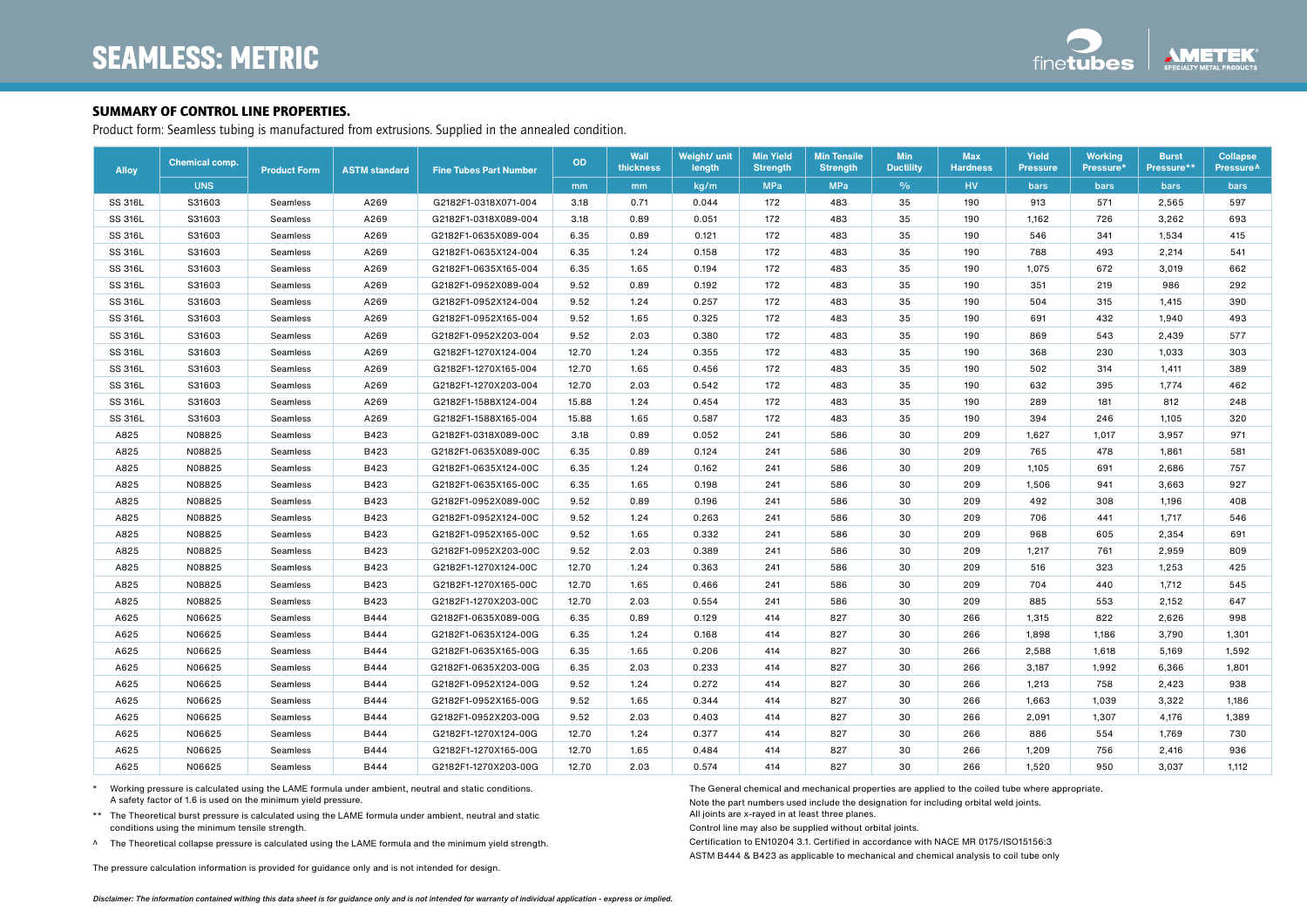# SEAMLESS: METRIC

### SUMMARY OF CONTROL LINE PROPERTIES.

Product form: Seamless tubing is manufactured from extrusions. Supplied in the annealed condition.

| Alloy | Chemical comp. | Product Form | ASTM standard | Fine Tubes Part Number | OD | Wall thickness | Weight/ unit length | Min Yield Strength | Min Tensile Strength | Min Ductility | Max Hardness | Yield Pressure | Working Pressure* | Burst Pressure** | Collapse Pressure^ |
|---|---|---|---|---|---|---|---|---|---|---|---|---|---|---|---|
| | UNS | | | | mm | mm | kg/m | MPa | MPa | % | HV | bars | bars | bars | bars |
| SS 316L | S31603 | Seamless | A269 | G2182F1-0318X071-004 | 3.18 | 0.71 | 0.044 | 172 | 483 | 35 | 190 | 913 | 571 | 2,565 | 597 |
| SS 316L | S31603 | Seamless | A269 | G2182F1-0318X089-004 | 3.18 | 0.89 | 0.051 | 172 | 483 | 35 | 190 | 1,162 | 726 | 3,262 | 693 |
| SS 316L | S31603 | Seamless | A269 | G2182F1-0635X089-004 | 6.35 | 0.89 | 0.121 | 172 | 483 | 35 | 190 | 546 | 341 | 1,534 | 415 |
| SS 316L | S31603 | Seamless | A269 | G2182F1-0635X124-004 | 6.35 | 1.24 | 0.158 | 172 | 483 | 35 | 190 | 788 | 493 | 2,214 | 541 |
| SS 316L | S31603 | Seamless | A269 | G2182F1-0635X165-004 | 6.35 | 1.65 | 0.194 | 172 | 483 | 35 | 190 | 1,075 | 672 | 3,019 | 662 |
| SS 316L | S31603 | Seamless | A269 | G2182F1-0952X089-004 | 9.52 | 0.89 | 0.192 | 172 | 483 | 35 | 190 | 351 | 219 | 986 | 292 |
| SS 316L | S31603 | Seamless | A269 | G2182F1-0952X124-004 | 9.52 | 1.24 | 0.257 | 172 | 483 | 35 | 190 | 504 | 315 | 1,415 | 390 |
| SS 316L | S31603 | Seamless | A269 | G2182F1-0952X165-004 | 9.52 | 1.65 | 0.325 | 172 | 483 | 35 | 190 | 691 | 432 | 1,940 | 493 |
| SS 316L | S31603 | Seamless | A269 | G2182F1-0952X203-004 | 9.52 | 2.03 | 0.380 | 172 | 483 | 35 | 190 | 869 | 543 | 2,439 | 577 |
| SS 316L | S31603 | Seamless | A269 | G2182F1-1270X124-004 | 12.70 | 1.24 | 0.355 | 172 | 483 | 35 | 190 | 368 | 230 | 1,033 | 303 |
| SS 316L | S31603 | Seamless | A269 | G2182F1-1270X165-004 | 12.70 | 1.65 | 0.456 | 172 | 483 | 35 | 190 | 502 | 314 | 1,411 | 389 |
| SS 316L | S31603 | Seamless | A269 | G2182F1-1270X203-004 | 12.70 | 2.03 | 0.542 | 172 | 483 | 35 | 190 | 632 | 395 | 1,774 | 462 |
| SS 316L | S31603 | Seamless | A269 | G2182F1-1588X124-004 | 15.88 | 1.24 | 0.454 | 172 | 483 | 35 | 190 | 289 | 181 | 812 | 248 |
| SS 316L | S31603 | Seamless | A269 | G2182F1-1588X165-004 | 15.88 | 1.65 | 0.587 | 172 | 483 | 35 | 190 | 394 | 246 | 1,105 | 320 |
| A825 | N08825 | Seamless | B423 | G2182F1-0318X089-00C | 3.18 | 0.89 | 0.052 | 241 | 586 | 30 | 209 | 1,627 | 1,017 | 3,957 | 971 |
| A825 | N08825 | Seamless | B423 | G2182F1-0635X089-00C | 6.35 | 0.89 | 0.124 | 241 | 586 | 30 | 209 | 765 | 478 | 1,861 | 581 |
| A825 | N08825 | Seamless | B423 | G2182F1-0635X124-00C | 6.35 | 1.24 | 0.162 | 241 | 586 | 30 | 209 | 1,105 | 691 | 2,686 | 757 |
| A825 | N08825 | Seamless | B423 | G2182F1-0635X165-00C | 6.35 | 1.65 | 0.198 | 241 | 586 | 30 | 209 | 1,506 | 941 | 3,663 | 927 |
| A825 | N08825 | Seamless | B423 | G2182F1-0952X089-00C | 9.52 | 0.89 | 0.196 | 241 | 586 | 30 | 209 | 492 | 308 | 1,196 | 408 |
| A825 | N08825 | Seamless | B423 | G2182F1-0952X124-00C | 9.52 | 1.24 | 0.263 | 241 | 586 | 30 | 209 | 706 | 441 | 1,717 | 546 |
| A825 | N08825 | Seamless | B423 | G2182F1-0952X165-00C | 9.52 | 1.65 | 0.332 | 241 | 586 | 30 | 209 | 968 | 605 | 2,354 | 691 |
| A825 | N08825 | Seamless | B423 | G2182F1-0952X203-00C | 9.52 | 2.03 | 0.389 | 241 | 586 | 30 | 209 | 1,217 | 761 | 2,959 | 809 |
| A825 | N08825 | Seamless | B423 | G2182F1-1270X124-00C | 12.70 | 1.24 | 0.363 | 241 | 586 | 30 | 209 | 516 | 323 | 1,253 | 425 |
| A825 | N08825 | Seamless | B423 | G2182F1-1270X165-00C | 12.70 | 1.65 | 0.466 | 241 | 586 | 30 | 209 | 704 | 440 | 1,712 | 545 |
| A825 | N08825 | Seamless | B423 | G2182F1-1270X203-00C | 12.70 | 2.03 | 0.554 | 241 | 586 | 30 | 209 | 885 | 553 | 2,152 | 647 |
| A625 | N06625 | Seamless | B444 | G2182F1-0635X089-00G | 6.35 | 0.89 | 0.129 | 414 | 827 | 30 | 266 | 1,315 | 822 | 2,626 | 998 |
| A625 | N06625 | Seamless | B444 | G2182F1-0635X124-00G | 6.35 | 1.24 | 0.168 | 414 | 827 | 30 | 266 | 1,898 | 1,186 | 3,790 | 1,301 |
| A625 | N06625 | Seamless | B444 | G2182F1-0635X165-00G | 6.35 | 1.65 | 0.206 | 414 | 827 | 30 | 266 | 2,588 | 1,618 | 5,169 | 1,592 |
| A625 | N06625 | Seamless | B444 | G2182F1-0635X203-00G | 6.35 | 2.03 | 0.233 | 414 | 827 | 30 | 266 | 3,187 | 1,992 | 6,366 | 1,801 |
| A625 | N06625 | Seamless | B444 | G2182F1-0952X124-00G | 9.52 | 1.24 | 0.272 | 414 | 827 | 30 | 266 | 1,213 | 758 | 2,423 | 938 |
| A625 | N06625 | Seamless | B444 | G2182F1-0952X165-00G | 9.52 | 1.65 | 0.344 | 414 | 827 | 30 | 266 | 1,663 | 1,039 | 3,322 | 1,186 |
| A625 | N06625 | Seamless | B444 | G2182F1-0952X203-00G | 9.52 | 2.03 | 0.403 | 414 | 827 | 30 | 266 | 2,091 | 1,307 | 4,176 | 1,389 |
| A625 | N06625 | Seamless | B444 | G2182F1-1270X124-00G | 12.70 | 1.24 | 0.377 | 414 | 827 | 30 | 266 | 886 | 554 | 1,769 | 730 |
| A625 | N06625 | Seamless | B444 | G2182F1-1270X165-00G | 12.70 | 1.65 | 0.484 | 414 | 827 | 30 | 266 | 1,209 | 756 | 2,416 | 936 |
| A625 | N06625 | Seamless | B444 | G2182F1-1270X203-00G | 12.70 | 2.03 | 0.574 | 414 | 827 | 30 | 266 | 1,520 | 950 | 3,037 | 1,112 |

\* Working pressure is calculated using the LAME formula under ambient, neutral and static conditions. A safety factor of 1.6 is used on the minimum yield pressure.

\*\* The Theoretical burst pressure is calculated using the LAME formula under ambient, neutral and static conditions using the minimum tensile strength.

^ The Theoretical collapse pressure is calculated using the LAME formula and the minimum yield strength.

The pressure calculation information is provided for guidance only and is not intended for design.

The General chemical and mechanical properties are applied to the coiled tube where appropriate.

Note the part numbers used include the designation for including orbital weld joints.
All joints are x-rayed in at least three planes.

Control line may also be supplied without orbital joints.

Certification to EN10204 3.1. Certified in accordance with NACE MR 0175/ISO15156:3

ASTM B444 & B423 as applicable to mechanical and chemical analysis to coil tube only

*Disclaimer: The information contained withing this data sheet is for guidance only and is not intended for warranty of individual application - express or implied.*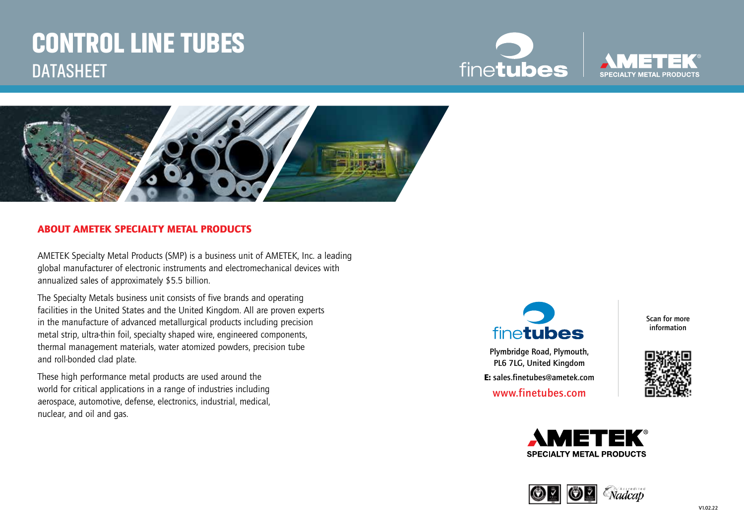# CONTROL LINE TUBES

DATASHEET

## ABOUT AMETEK SPECIALTY METAL PRODUCTS

AMETEK Specialty Metal Products (SMP) is a business unit of AMETEK, Inc. a leading global manufacturer of electronic instruments and electromechanical devices with annualized sales of approximately $5.5 billion.

The Specialty Metals business unit consists of five brands and operating facilities in the United States and the United Kingdom. All are proven experts in the manufacture of advanced metallurgical products including precision metal strip, ultra-thin foil, specialty shaped wire, engineered components, thermal management materials, water atomized powders, precision tube and roll-bonded clad plate.

These high performance metal products are used around the world for critical applications in a range of industries including aerospace, automotive, defense, electronics, industrial, medical, nuclear, and oil and gas.

finetubes

Plymbridge Road, Plymouth, PL6 7LG, United Kingdom

**E:** sales.finetubes@ametek.com

www.finetubes.com

Scan for more information

AMETEK SPECIALTY METAL PRODUCTS

V1.02.22